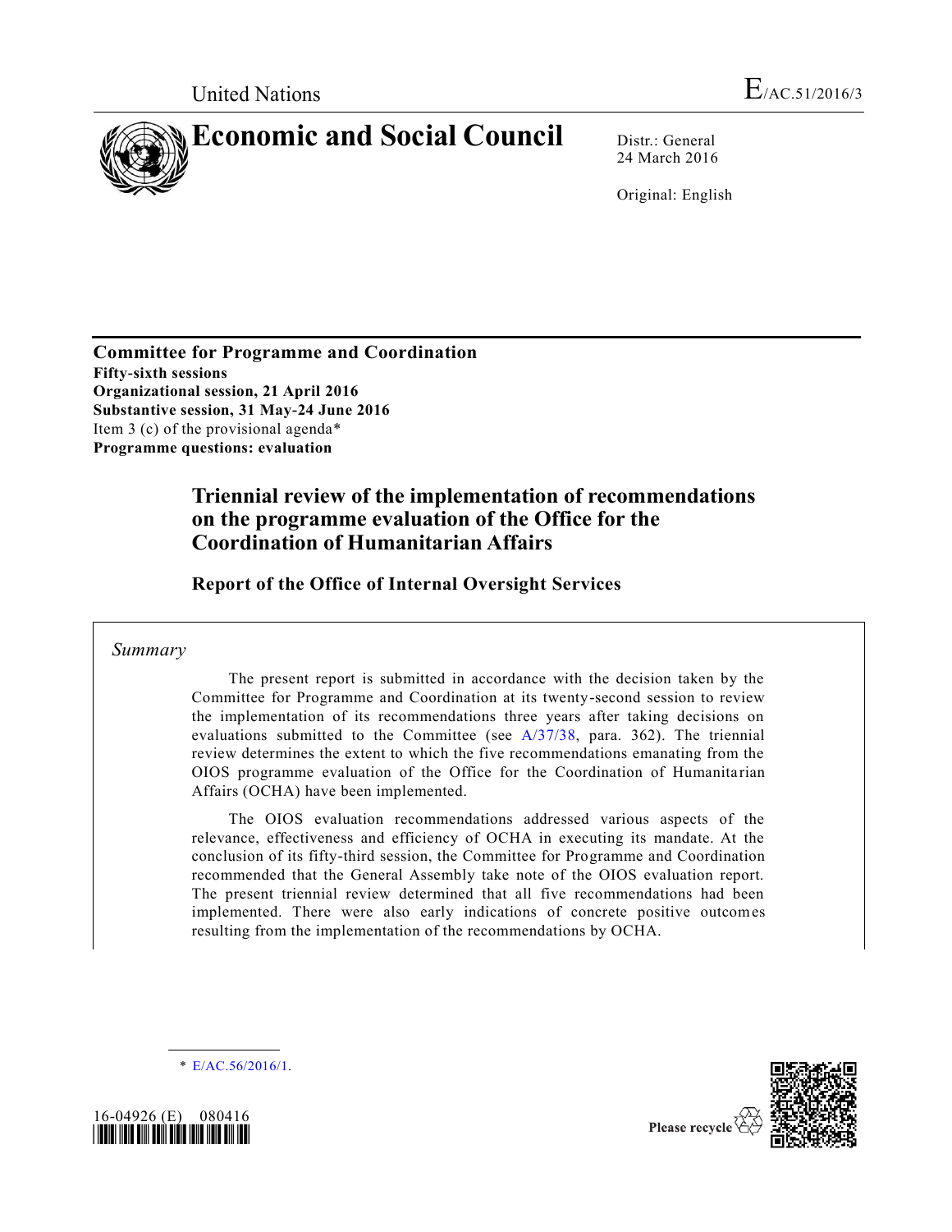United Nations E/AC.51/2016/3

# Economic and Social Council

Distr.: General
24 March 2016

Original: English

**Committee for Programme and Coordination**
**Fifty-sixth sessions**
**Organizational session, 21 April 2016**
**Substantive session, 31 May-24 June 2016**
Item 3 (c) of the provisional agenda*
**Programme questions: evaluation**

## Triennial review of the implementation of recommendations on the programme evaluation of the Office for the Coordination of Humanitarian Affairs

### Report of the Office of Internal Oversight Services

*Summary*

The present report is submitted in accordance with the decision taken by the Committee for Programme and Coordination at its twenty-second session to review the implementation of its recommendations three years after taking decisions on evaluations submitted to the Committee (see A/37/38, para. 362). The triennial review determines the extent to which the five recommendations emanating from the OIOS programme evaluation of the Office for the Coordination of Humanitarian Affairs (OCHA) have been implemented.

The OIOS evaluation recommendations addressed various aspects of the relevance, effectiveness and efficiency of OCHA in executing its mandate. At the conclusion of its fifty-third session, the Committee for Programme and Coordination recommended that the General Assembly take note of the OIOS evaluation report. The present triennial review determined that all five recommendations had been implemented. There were also early indications of concrete positive outcomes resulting from the implementation of the recommendations by OCHA.

\* E/AC.56/2016/1.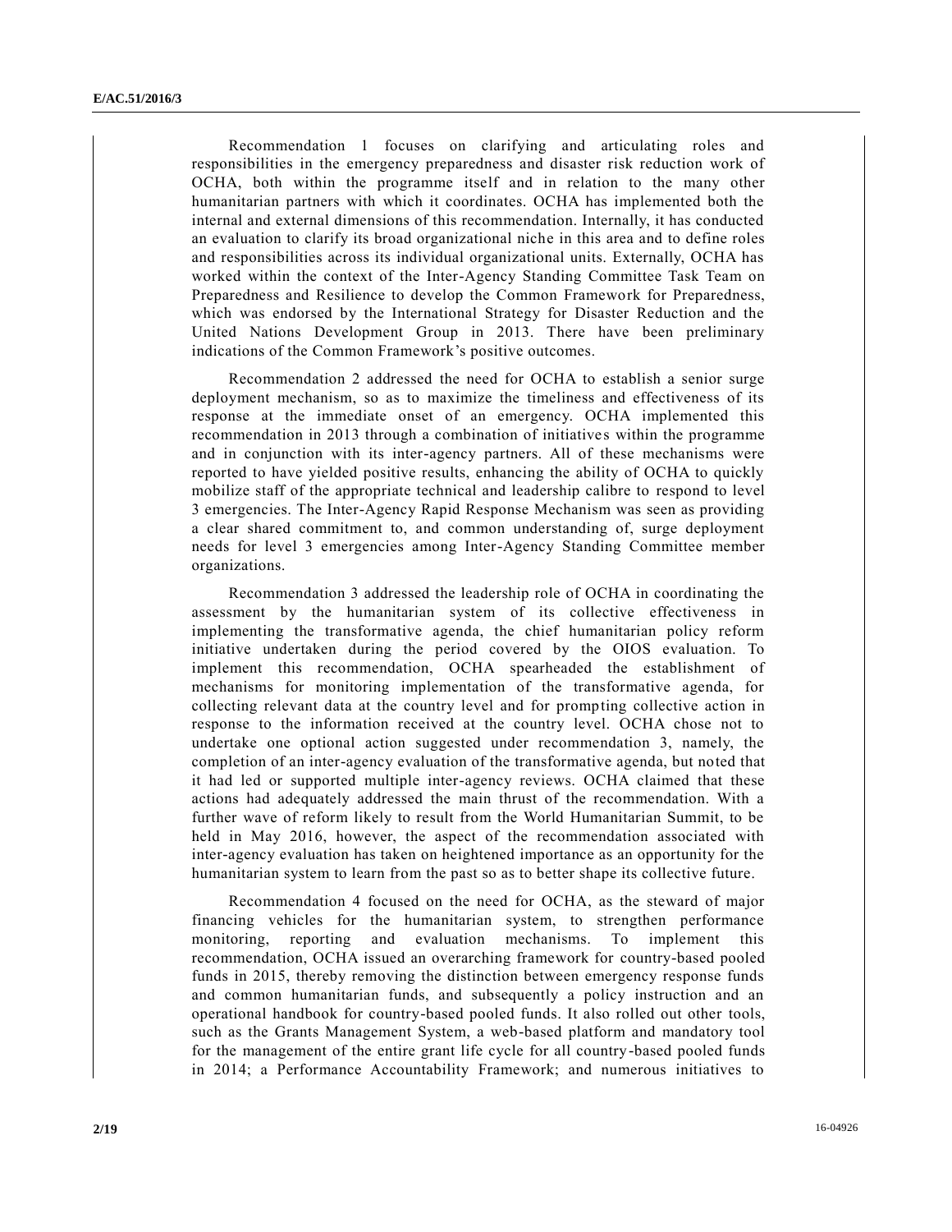Recommendation 1 focuses on clarifying and articulating roles and responsibilities in the emergency preparedness and disaster risk reduction work of OCHA, both within the programme itself and in relation to the many other humanitarian partners with which it coordinates. OCHA has implemented both the internal and external dimensions of this recommendation. Internally, it has conducted an evaluation to clarify its broad organizational niche in this area and to define roles and responsibilities across its individual organizational units. Externally, OCHA has worked within the context of the Inter-Agency Standing Committee Task Team on Preparedness and Resilience to develop the Common Framework for Preparedness, which was endorsed by the International Strategy for Disaster Reduction and the United Nations Development Group in 2013. There have been preliminary indications of the Common Framework's positive outcomes.

Recommendation 2 addressed the need for OCHA to establish a senior surge deployment mechanism, so as to maximize the timeliness and effectiveness of its response at the immediate onset of an emergency. OCHA implemented this recommendation in 2013 through a combination of initiatives within the programme and in conjunction with its inter-agency partners. All of these mechanisms were reported to have yielded positive results, enhancing the ability of OCHA to quickly mobilize staff of the appropriate technical and leadership calibre to respond to level 3 emergencies. The Inter-Agency Rapid Response Mechanism was seen as providing a clear shared commitment to, and common understanding of, surge deployment needs for level 3 emergencies among Inter-Agency Standing Committee member organizations.

Recommendation 3 addressed the leadership role of OCHA in coordinating the assessment by the humanitarian system of its collective effectiveness in implementing the transformative agenda, the chief humanitarian policy reform initiative undertaken during the period covered by the OIOS evaluation. To implement this recommendation, OCHA spearheaded the establishment of mechanisms for monitoring implementation of the transformative agenda, for collecting relevant data at the country level and for prompting collective action in response to the information received at the country level. OCHA chose not to undertake one optional action suggested under recommendation 3, namely, the completion of an inter-agency evaluation of the transformative agenda, but noted that it had led or supported multiple inter-agency reviews. OCHA claimed that these actions had adequately addressed the main thrust of the recommendation. With a further wave of reform likely to result from the World Humanitarian Summit, to be held in May 2016, however, the aspect of the recommendation associated with inter-agency evaluation has taken on heightened importance as an opportunity for the humanitarian system to learn from the past so as to better shape its collective future.

Recommendation 4 focused on the need for OCHA, as the steward of major financing vehicles for the humanitarian system, to strengthen performance monitoring, reporting and evaluation mechanisms. To implement this recommendation, OCHA issued an overarching framework for country-based pooled funds in 2015, thereby removing the distinction between emergency response funds and common humanitarian funds, and subsequently a policy instruction and an operational handbook for country-based pooled funds. It also rolled out other tools, such as the Grants Management System, a web-based platform and mandatory tool for the management of the entire grant life cycle for all country-based pooled funds in 2014; a Performance Accountability Framework; and numerous initiatives to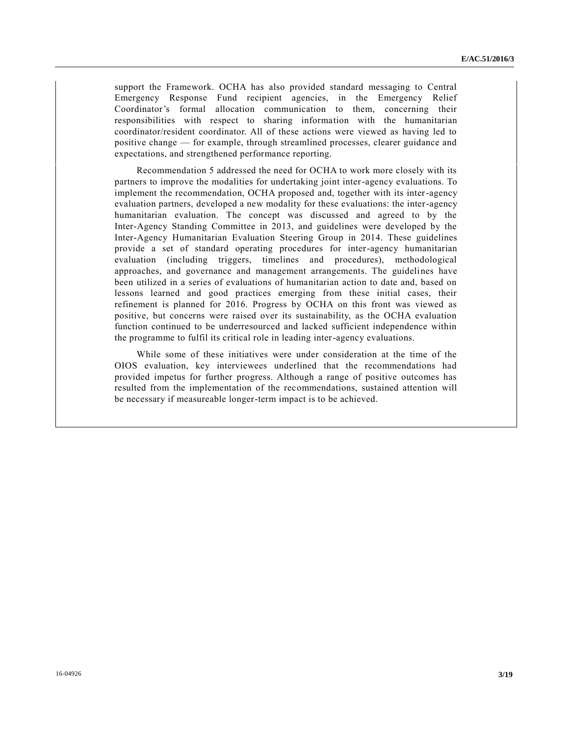support the Framework. OCHA has also provided standard messaging to Central Emergency Response Fund recipient agencies, in the Emergency Relief Coordinator's formal allocation communication to them, concerning their responsibilities with respect to sharing information with the humanitarian coordinator/resident coordinator. All of these actions were viewed as having led to positive change — for example, through streamlined processes, clearer guidance and expectations, and strengthened performance reporting.

Recommendation 5 addressed the need for OCHA to work more closely with its partners to improve the modalities for undertaking joint inter-agency evaluations. To implement the recommendation, OCHA proposed and, together with its inter-agency evaluation partners, developed a new modality for these evaluations: the inter-agency humanitarian evaluation. The concept was discussed and agreed to by the Inter-Agency Standing Committee in 2013, and guidelines were developed by the Inter-Agency Humanitarian Evaluation Steering Group in 2014. These guidelines provide a set of standard operating procedures for inter-agency humanitarian evaluation (including triggers, timelines and procedures), methodological approaches, and governance and management arrangements. The guidelines have been utilized in a series of evaluations of humanitarian action to date and, based on lessons learned and good practices emerging from these initial cases, their refinement is planned for 2016. Progress by OCHA on this front was viewed as positive, but concerns were raised over its sustainability, as the OCHA evaluation function continued to be underresourced and lacked sufficient independence within the programme to fulfil its critical role in leading inter-agency evaluations.

While some of these initiatives were under consideration at the time of the OIOS evaluation, key interviewees underlined that the recommendations had provided impetus for further progress. Although a range of positive outcomes has resulted from the implementation of the recommendations, sustained attention will be necessary if measureable longer-term impact is to be achieved.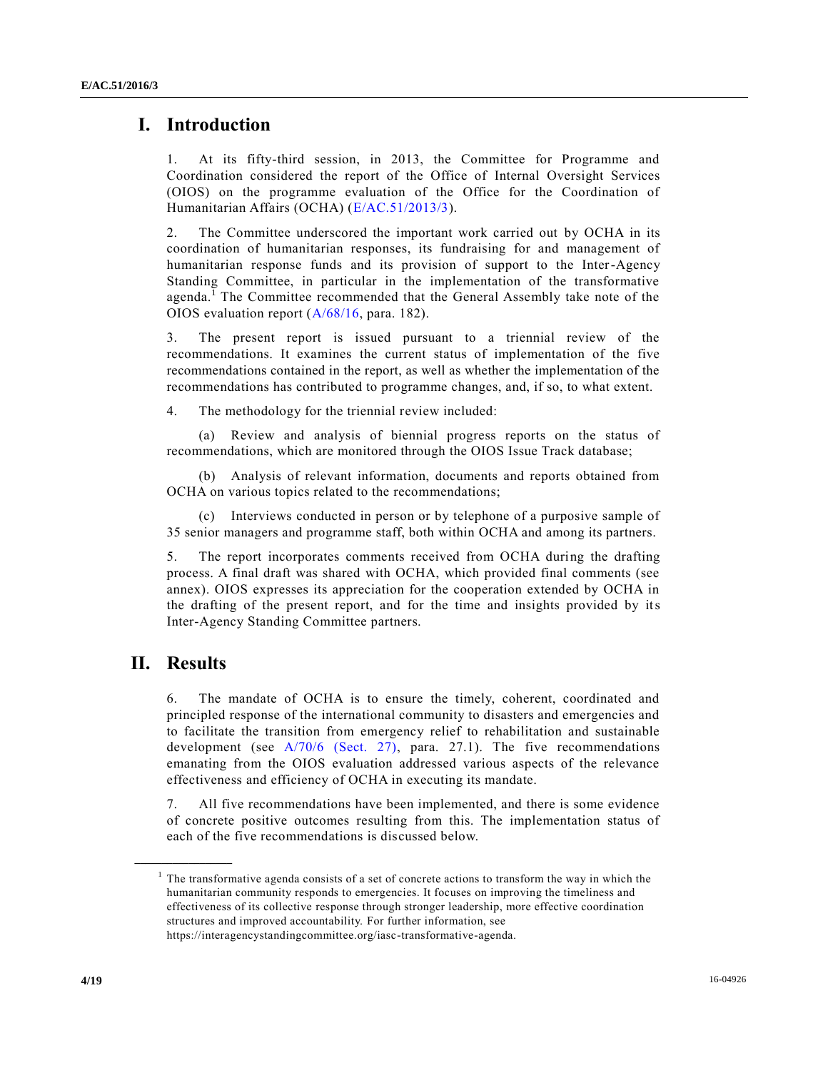# I. Introduction

1. At its fifty-third session, in 2013, the Committee for Programme and Coordination considered the report of the Office of Internal Oversight Services (OIOS) on the programme evaluation of the Office for the Coordination of Humanitarian Affairs (OCHA) (E/AC.51/2013/3).

2. The Committee underscored the important work carried out by OCHA in its coordination of humanitarian responses, its fundraising for and management of humanitarian response funds and its provision of support to the Inter-Agency Standing Committee, in particular in the implementation of the transformative agenda.[1] The Committee recommended that the General Assembly take note of the OIOS evaluation report (A/68/16, para. 182).

3. The present report is issued pursuant to a triennial review of the recommendations. It examines the current status of implementation of the five recommendations contained in the report, as well as whether the implementation of the recommendations has contributed to programme changes, and, if so, to what extent.

4. The methodology for the triennial review included:

(a) Review and analysis of biennial progress reports on the status of recommendations, which are monitored through the OIOS Issue Track database;

(b) Analysis of relevant information, documents and reports obtained from OCHA on various topics related to the recommendations;

(c) Interviews conducted in person or by telephone of a purposive sample of 35 senior managers and programme staff, both within OCHA and among its partners.

5. The report incorporates comments received from OCHA during the drafting process. A final draft was shared with OCHA, which provided final comments (see annex). OIOS expresses its appreciation for the cooperation extended by OCHA in the drafting of the present report, and for the time and insights provided by its Inter-Agency Standing Committee partners.

# II. Results

6. The mandate of OCHA is to ensure the timely, coherent, coordinated and principled response of the international community to disasters and emergencies and to facilitate the transition from emergency relief to rehabilitation and sustainable development (see A/70/6 (Sect. 27), para. 27.1). The five recommendations emanating from the OIOS evaluation addressed various aspects of the relevance effectiveness and efficiency of OCHA in executing its mandate.

7. All five recommendations have been implemented, and there is some evidence of concrete positive outcomes resulting from this. The implementation status of each of the five recommendations is discussed below.

---

[1] The transformative agenda consists of a set of concrete actions to transform the way in which the humanitarian community responds to emergencies. It focuses on improving the timeliness and effectiveness of its collective response through stronger leadership, more effective coordination structures and improved accountability. For further information, see https://interagencystandingcommittee.org/iasc-transformative-agenda.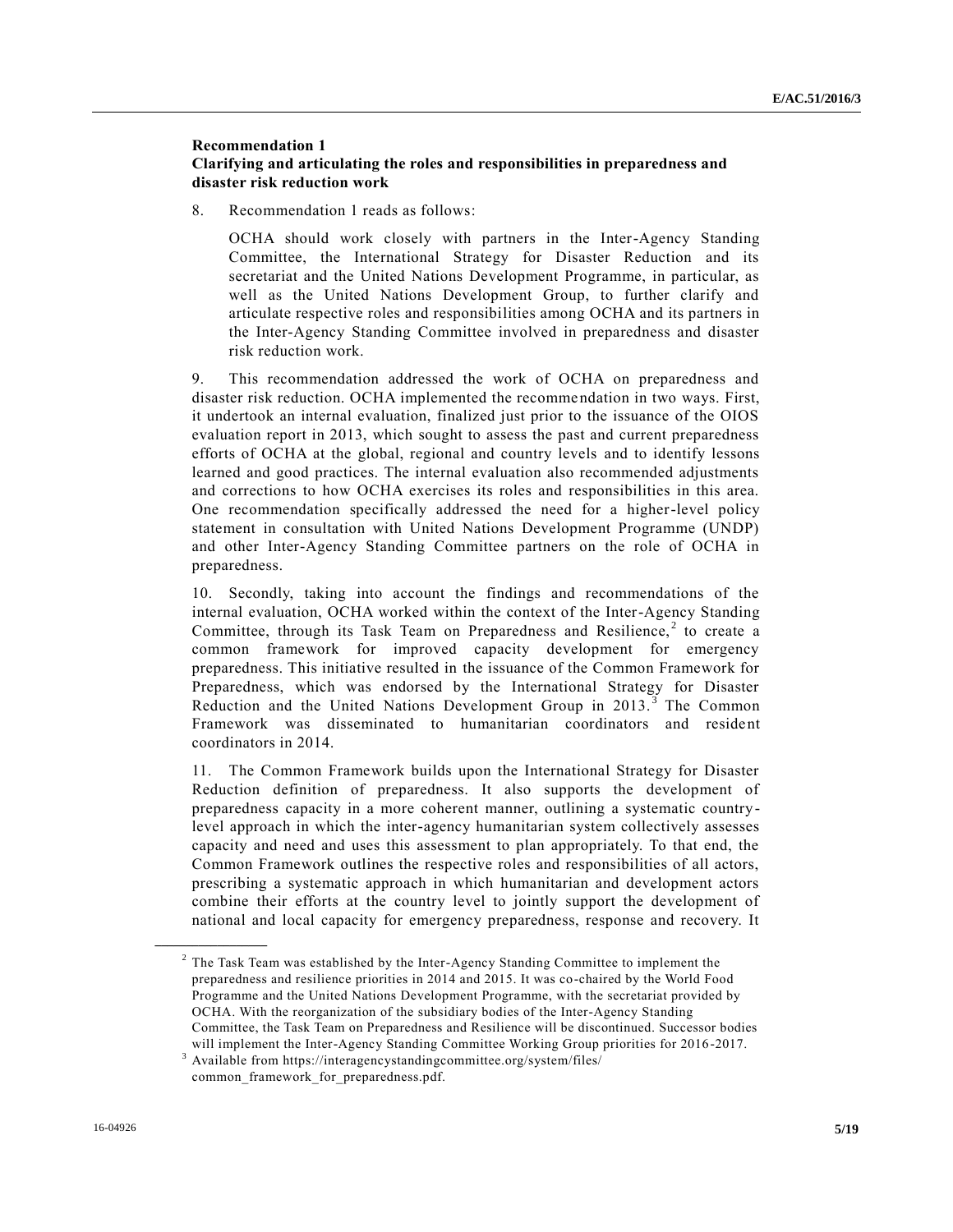**Recommendation 1**
**Clarifying and articulating the roles and responsibilities in preparedness and disaster risk reduction work**

8. Recommendation 1 reads as follows:

> OCHA should work closely with partners in the Inter-Agency Standing Committee, the International Strategy for Disaster Reduction and its secretariat and the United Nations Development Programme, in particular, as well as the United Nations Development Group, to further clarify and articulate respective roles and responsibilities among OCHA and its partners in the Inter-Agency Standing Committee involved in preparedness and disaster risk reduction work.

9. This recommendation addressed the work of OCHA on preparedness and disaster risk reduction. OCHA implemented the recommendation in two ways. First, it undertook an internal evaluation, finalized just prior to the issuance of the OIOS evaluation report in 2013, which sought to assess the past and current preparedness efforts of OCHA at the global, regional and country levels and to identify lessons learned and good practices. The internal evaluation also recommended adjustments and corrections to how OCHA exercises its roles and responsibilities in this area. One recommendation specifically addressed the need for a higher-level policy statement in consultation with United Nations Development Programme (UNDP) and other Inter-Agency Standing Committee partners on the role of OCHA in preparedness.

10. Secondly, taking into account the findings and recommendations of the internal evaluation, OCHA worked within the context of the Inter-Agency Standing Committee, through its Task Team on Preparedness and Resilience,[2] to create a common framework for improved capacity development for emergency preparedness. This initiative resulted in the issuance of the Common Framework for Preparedness, which was endorsed by the International Strategy for Disaster Reduction and the United Nations Development Group in 2013.[3] The Common Framework was disseminated to humanitarian coordinators and resident coordinators in 2014.

11. The Common Framework builds upon the International Strategy for Disaster Reduction definition of preparedness. It also supports the development of preparedness capacity in a more coherent manner, outlining a systematic country-level approach in which the inter-agency humanitarian system collectively assesses capacity and need and uses this assessment to plan appropriately. To that end, the Common Framework outlines the respective roles and responsibilities of all actors, prescribing a systematic approach in which humanitarian and development actors combine their efforts at the country level to jointly support the development of national and local capacity for emergency preparedness, response and recovery. It

---

[2] The Task Team was established by the Inter-Agency Standing Committee to implement the preparedness and resilience priorities in 2014 and 2015. It was co-chaired by the World Food Programme and the United Nations Development Programme, with the secretariat provided by OCHA. With the reorganization of the subsidiary bodies of the Inter-Agency Standing Committee, the Task Team on Preparedness and Resilience will be discontinued. Successor bodies will implement the Inter-Agency Standing Committee Working Group priorities for 2016-2017.

[3] Available from https://interagencystandingcommittee.org/system/files/common_framework_for_preparedness.pdf.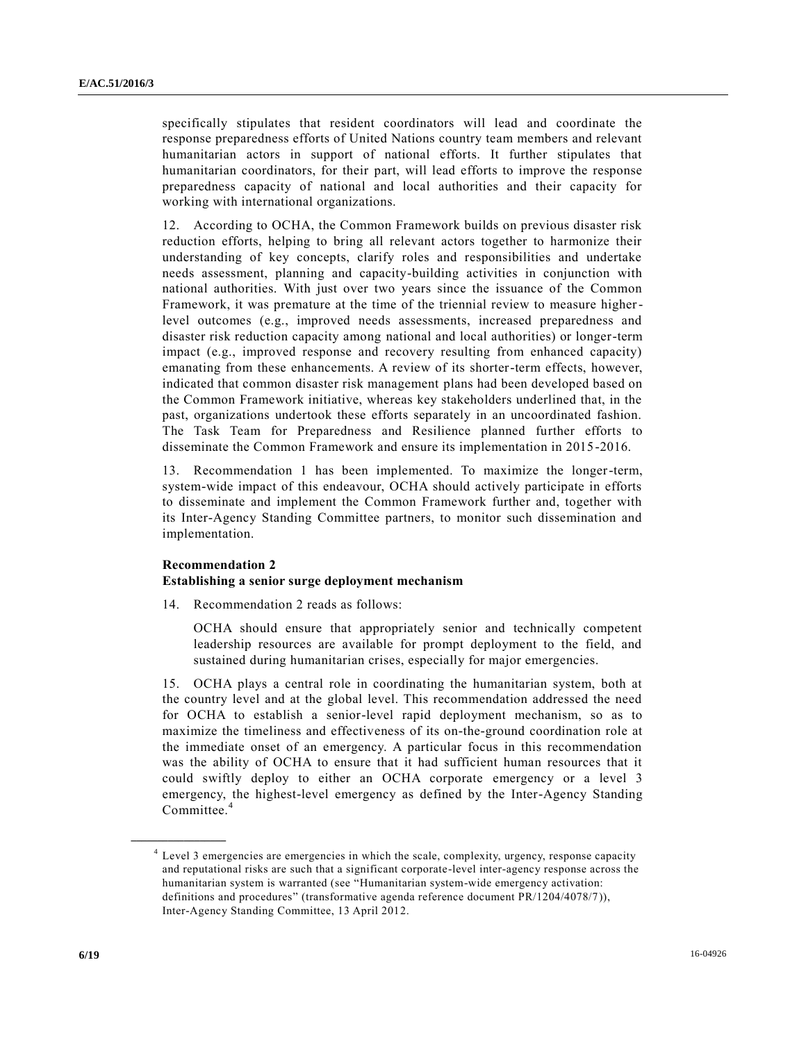specifically stipulates that resident coordinators will lead and coordinate the response preparedness efforts of United Nations country team members and relevant humanitarian actors in support of national efforts. It further stipulates that humanitarian coordinators, for their part, will lead efforts to improve the response preparedness capacity of national and local authorities and their capacity for working with international organizations.

12. According to OCHA, the Common Framework builds on previous disaster risk reduction efforts, helping to bring all relevant actors together to harmonize their understanding of key concepts, clarify roles and responsibilities and undertake needs assessment, planning and capacity-building activities in conjunction with national authorities. With just over two years since the issuance of the Common Framework, it was premature at the time of the triennial review to measure higher-level outcomes (e.g., improved needs assessments, increased preparedness and disaster risk reduction capacity among national and local authorities) or longer-term impact (e.g., improved response and recovery resulting from enhanced capacity) emanating from these enhancements. A review of its shorter-term effects, however, indicated that common disaster risk management plans had been developed based on the Common Framework initiative, whereas key stakeholders underlined that, in the past, organizations undertook these efforts separately in an uncoordinated fashion. The Task Team for Preparedness and Resilience planned further efforts to disseminate the Common Framework and ensure its implementation in 2015-2016.

13. Recommendation 1 has been implemented. To maximize the longer-term, system-wide impact of this endeavour, OCHA should actively participate in efforts to disseminate and implement the Common Framework further and, together with its Inter-Agency Standing Committee partners, to monitor such dissemination and implementation.

**Recommendation 2**
**Establishing a senior surge deployment mechanism**

14. Recommendation 2 reads as follows:

> OCHA should ensure that appropriately senior and technically competent leadership resources are available for prompt deployment to the field, and sustained during humanitarian crises, especially for major emergencies.

15. OCHA plays a central role in coordinating the humanitarian system, both at the country level and at the global level. This recommendation addressed the need for OCHA to establish a senior-level rapid deployment mechanism, so as to maximize the timeliness and effectiveness of its on-the-ground coordination role at the immediate onset of an emergency. A particular focus in this recommendation was the ability of OCHA to ensure that it had sufficient human resources that it could swiftly deploy to either an OCHA corporate emergency or a level 3 emergency, the highest-level emergency as defined by the Inter-Agency Standing Committee.[4]

---

[4] Level 3 emergencies are emergencies in which the scale, complexity, urgency, response capacity and reputational risks are such that a significant corporate-level inter-agency response across the humanitarian system is warranted (see "Humanitarian system-wide emergency activation: definitions and procedures" (transformative agenda reference document PR/1204/4078/7)), Inter-Agency Standing Committee, 13 April 2012.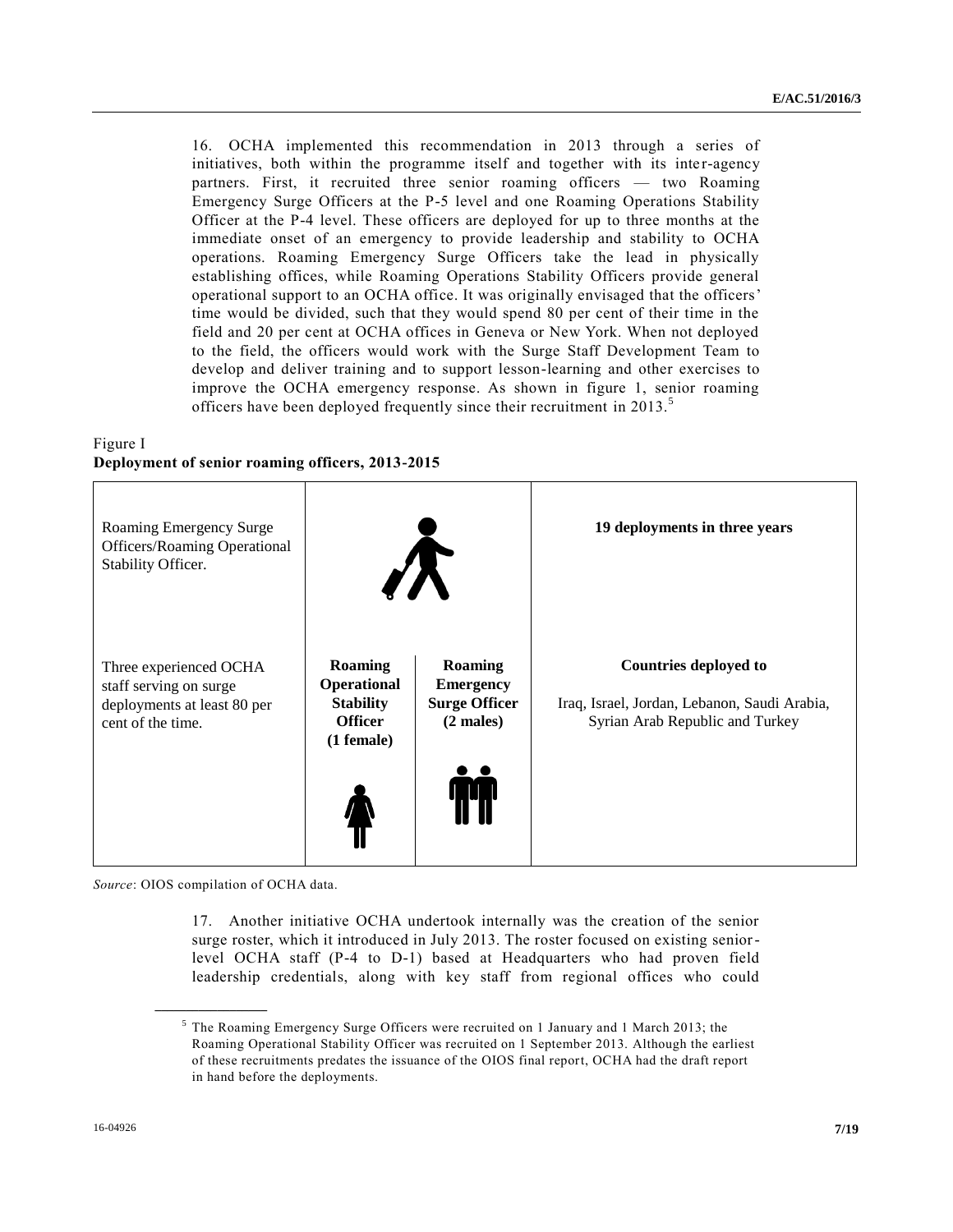16. OCHA implemented this recommendation in 2013 through a series of initiatives, both within the programme itself and together with its inter-agency partners. First, it recruited three senior roaming officers — two Roaming Emergency Surge Officers at the P-5 level and one Roaming Operations Stability Officer at the P-4 level. These officers are deployed for up to three months at the immediate onset of an emergency to provide leadership and stability to OCHA operations. Roaming Emergency Surge Officers take the lead in physically establishing offices, while Roaming Operations Stability Officers provide general operational support to an OCHA office. It was originally envisaged that the officers' time would be divided, such that they would spend 80 per cent of their time in the field and 20 per cent at OCHA offices in Geneva or New York. When not deployed to the field, the officers would work with the Surge Staff Development Team to develop and deliver training and to support lesson-learning and other exercises to improve the OCHA emergency response. As shown in figure 1, senior roaming officers have been deployed frequently since their recruitment in 2013.[5]

Figure I
**Deployment of senior roaming officers, 2013-2015**

| Roaming Emergency Surge Officers/Roaming Operational Stability Officer. | | | **19 deployments in three years** |
|---|---|---|---|
| Three experienced OCHA staff serving on surge deployments at least 80 per cent of the time. | **Roaming Operational Stability Officer (1 female)** | **Roaming Emergency Surge Officer (2 males)** | **Countries deployed to**<br>Iraq, Israel, Jordan, Lebanon, Saudi Arabia, Syrian Arab Republic and Turkey |

*Source*: OIOS compilation of OCHA data.

17. Another initiative OCHA undertook internally was the creation of the senior surge roster, which it introduced in July 2013. The roster focused on existing senior-level OCHA staff (P-4 to D-1) based at Headquarters who had proven field leadership credentials, along with key staff from regional offices who could

---

[5] The Roaming Emergency Surge Officers were recruited on 1 January and 1 March 2013; the Roaming Operational Stability Officer was recruited on 1 September 2013. Although the earliest of these recruitments predates the issuance of the OIOS final report, OCHA had the draft report in hand before the deployments.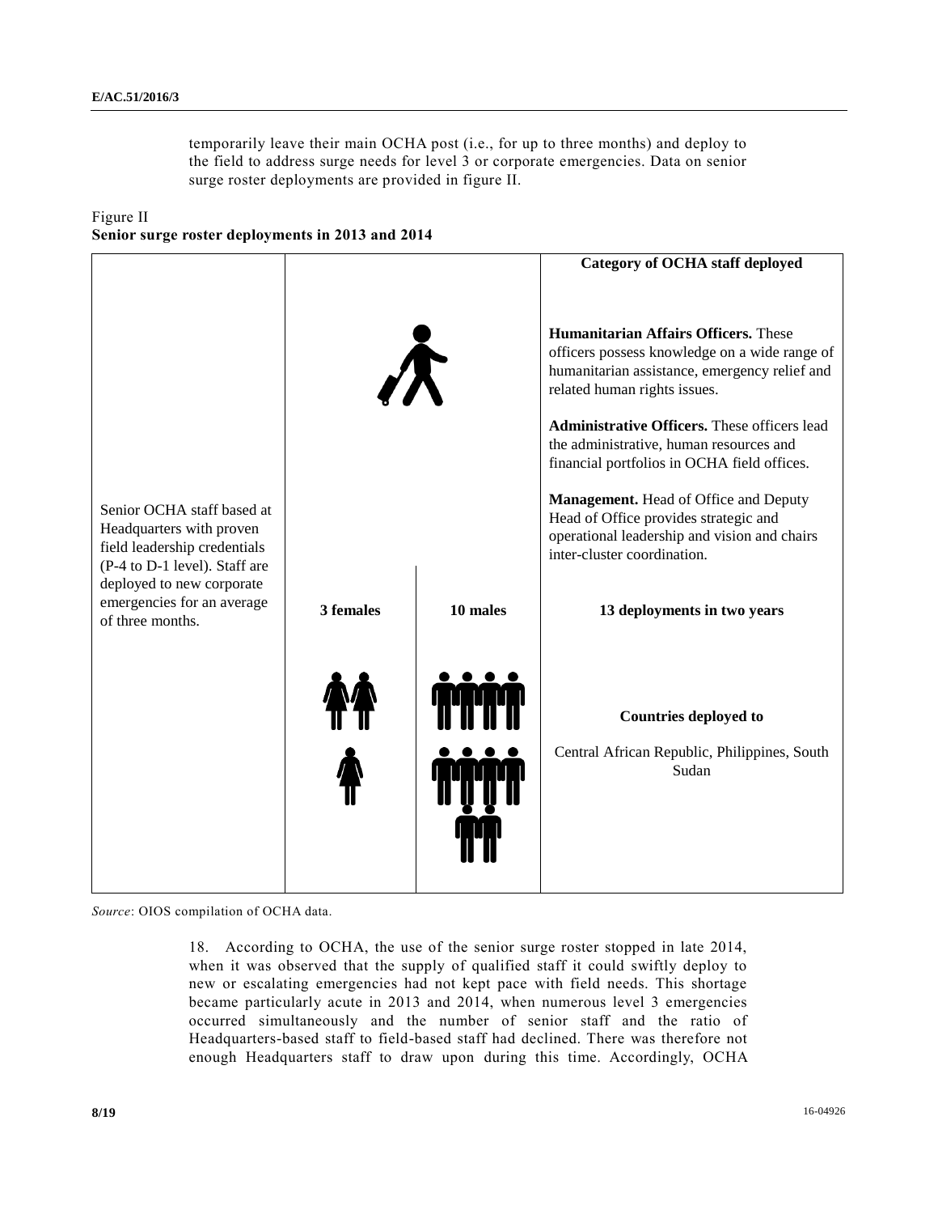temporarily leave their main OCHA post (i.e., for up to three months) and deploy to the field to address surge needs for level 3 or corporate emergencies. Data on senior surge roster deployments are provided in figure II.

Figure II
**Senior surge roster deployments in 2013 and 2014**

| | | | **Category of OCHA staff deployed** |
|---|---|---|---|
| Senior OCHA staff based at Headquarters with proven field leadership credentials (P-4 to D-1 level). Staff are deployed to new corporate emergencies for an average of three months. | **3 females** | **10 males** | **Humanitarian Affairs Officers.** These officers possess knowledge on a wide range of humanitarian assistance, emergency relief and related human rights issues.<br><br>**Administrative Officers.** These officers lead the administrative, human resources and financial portfolios in OCHA field offices.<br><br>**Management.** Head of Office and Deputy Head of Office provides strategic and operational leadership and vision and chairs inter-cluster coordination.<br><br>**13 deployments in two years**<br><br>**Countries deployed to**<br><br>Central African Republic, Philippines, South Sudan |

*Source*: OIOS compilation of OCHA data.

18. According to OCHA, the use of the senior surge roster stopped in late 2014, when it was observed that the supply of qualified staff it could swiftly deploy to new or escalating emergencies had not kept pace with field needs. This shortage became particularly acute in 2013 and 2014, when numerous level 3 emergencies occurred simultaneously and the number of senior staff and the ratio of Headquarters-based staff to field-based staff had declined. There was therefore not enough Headquarters staff to draw upon during this time. Accordingly, OCHA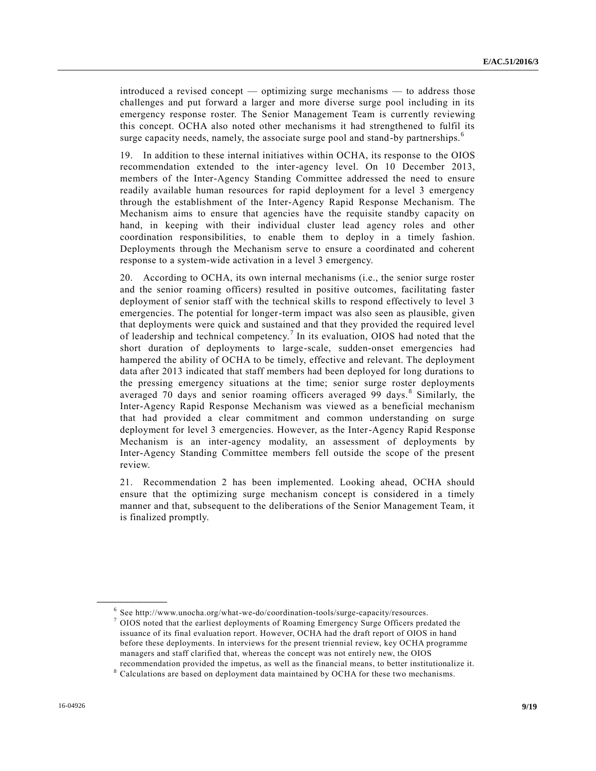introduced a revised concept — optimizing surge mechanisms — to address those challenges and put forward a larger and more diverse surge pool including in its emergency response roster. The Senior Management Team is currently reviewing this concept. OCHA also noted other mechanisms it had strengthened to fulfil its surge capacity needs, namely, the associate surge pool and stand-by partnerships.[6]

19. In addition to these internal initiatives within OCHA, its response to the OIOS recommendation extended to the inter-agency level. On 10 December 2013, members of the Inter-Agency Standing Committee addressed the need to ensure readily available human resources for rapid deployment for a level 3 emergency through the establishment of the Inter-Agency Rapid Response Mechanism. The Mechanism aims to ensure that agencies have the requisite standby capacity on hand, in keeping with their individual cluster lead agency roles and other coordination responsibilities, to enable them to deploy in a timely fashion. Deployments through the Mechanism serve to ensure a coordinated and coherent response to a system-wide activation in a level 3 emergency.

20. According to OCHA, its own internal mechanisms (i.e., the senior surge roster and the senior roaming officers) resulted in positive outcomes, facilitating faster deployment of senior staff with the technical skills to respond effectively to level 3 emergencies. The potential for longer-term impact was also seen as plausible, given that deployments were quick and sustained and that they provided the required level of leadership and technical competency.[7] In its evaluation, OIOS had noted that the short duration of deployments to large-scale, sudden-onset emergencies had hampered the ability of OCHA to be timely, effective and relevant. The deployment data after 2013 indicated that staff members had been deployed for long durations to the pressing emergency situations at the time; senior surge roster deployments averaged 70 days and senior roaming officers averaged 99 days.[8] Similarly, the Inter-Agency Rapid Response Mechanism was viewed as a beneficial mechanism that had provided a clear commitment and common understanding on surge deployment for level 3 emergencies. However, as the Inter-Agency Rapid Response Mechanism is an inter-agency modality, an assessment of deployments by Inter-Agency Standing Committee members fell outside the scope of the present review.

21. Recommendation 2 has been implemented. Looking ahead, OCHA should ensure that the optimizing surge mechanism concept is considered in a timely manner and that, subsequent to the deliberations of the Senior Management Team, it is finalized promptly.

---

[6] See http://www.unocha.org/what-we-do/coordination-tools/surge-capacity/resources.

[7] OIOS noted that the earliest deployments of Roaming Emergency Surge Officers predated the issuance of its final evaluation report. However, OCHA had the draft report of OIOS in hand before these deployments. In interviews for the present triennial review, key OCHA programme managers and staff clarified that, whereas the concept was not entirely new, the OIOS recommendation provided the impetus, as well as the financial means, to better institutionalize it.

[8] Calculations are based on deployment data maintained by OCHA for these two mechanisms.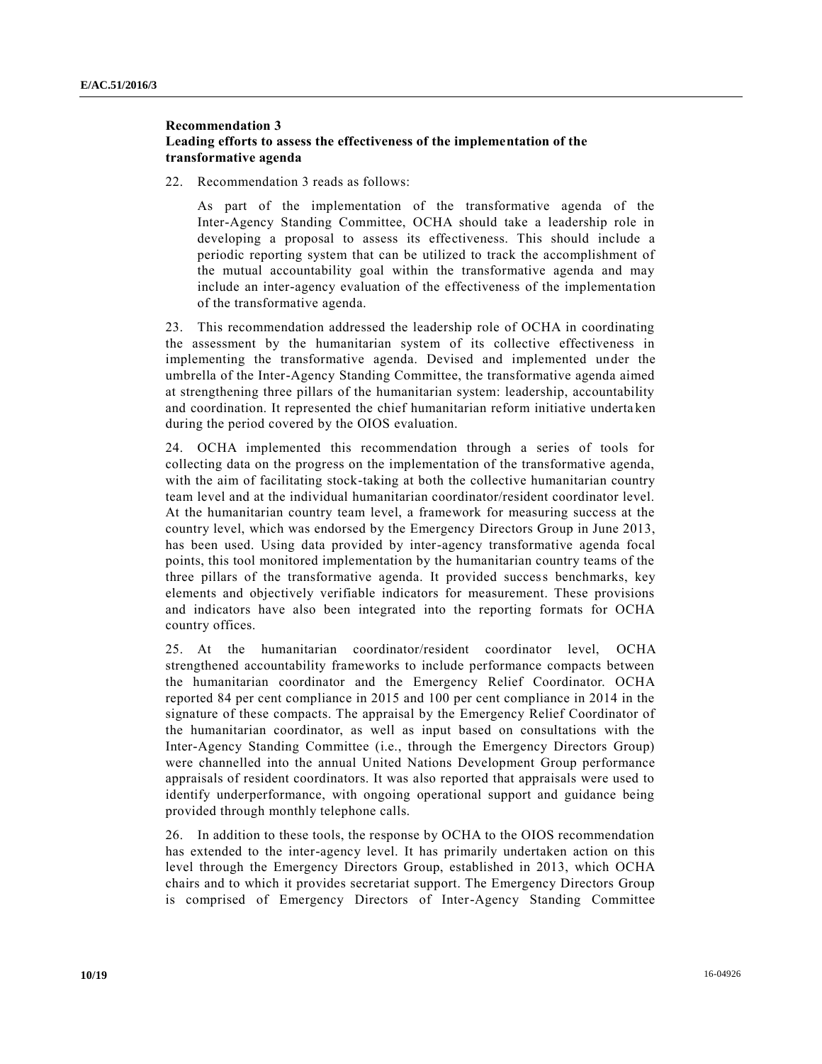**Recommendation 3**
**Leading efforts to assess the effectiveness of the implementation of the transformative agenda**

22. Recommendation 3 reads as follows:

> As part of the implementation of the transformative agenda of the Inter-Agency Standing Committee, OCHA should take a leadership role in developing a proposal to assess its effectiveness. This should include a periodic reporting system that can be utilized to track the accomplishment of the mutual accountability goal within the transformative agenda and may include an inter-agency evaluation of the effectiveness of the implementation of the transformative agenda.

23. This recommendation addressed the leadership role of OCHA in coordinating the assessment by the humanitarian system of its collective effectiveness in implementing the transformative agenda. Devised and implemented under the umbrella of the Inter-Agency Standing Committee, the transformative agenda aimed at strengthening three pillars of the humanitarian system: leadership, accountability and coordination. It represented the chief humanitarian reform initiative undertaken during the period covered by the OIOS evaluation.

24. OCHA implemented this recommendation through a series of tools for collecting data on the progress on the implementation of the transformative agenda, with the aim of facilitating stock-taking at both the collective humanitarian country team level and at the individual humanitarian coordinator/resident coordinator level. At the humanitarian country team level, a framework for measuring success at the country level, which was endorsed by the Emergency Directors Group in June 2013, has been used. Using data provided by inter-agency transformative agenda focal points, this tool monitored implementation by the humanitarian country teams of the three pillars of the transformative agenda. It provided success benchmarks, key elements and objectively verifiable indicators for measurement. These provisions and indicators have also been integrated into the reporting formats for OCHA country offices.

25. At the humanitarian coordinator/resident coordinator level, OCHA strengthened accountability frameworks to include performance compacts between the humanitarian coordinator and the Emergency Relief Coordinator. OCHA reported 84 per cent compliance in 2015 and 100 per cent compliance in 2014 in the signature of these compacts. The appraisal by the Emergency Relief Coordinator of the humanitarian coordinator, as well as input based on consultations with the Inter-Agency Standing Committee (i.e., through the Emergency Directors Group) were channelled into the annual United Nations Development Group performance appraisals of resident coordinators. It was also reported that appraisals were used to identify underperformance, with ongoing operational support and guidance being provided through monthly telephone calls.

26. In addition to these tools, the response by OCHA to the OIOS recommendation has extended to the inter-agency level. It has primarily undertaken action on this level through the Emergency Directors Group, established in 2013, which OCHA chairs and to which it provides secretariat support. The Emergency Directors Group is comprised of Emergency Directors of Inter-Agency Standing Committee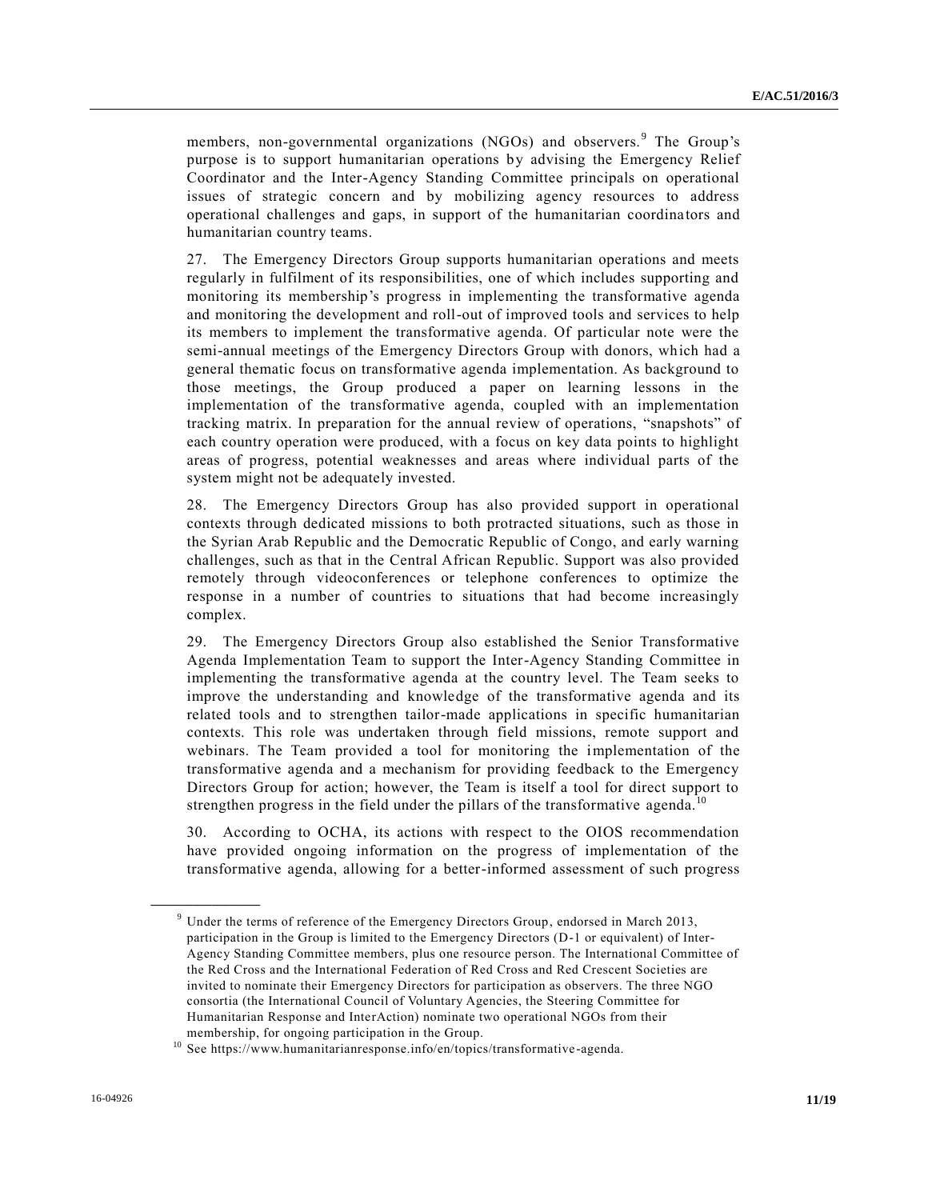members, non-governmental organizations (NGOs) and observers.[9] The Group's purpose is to support humanitarian operations by advising the Emergency Relief Coordinator and the Inter-Agency Standing Committee principals on operational issues of strategic concern and by mobilizing agency resources to address operational challenges and gaps, in support of the humanitarian coordinators and humanitarian country teams.

27. The Emergency Directors Group supports humanitarian operations and meets regularly in fulfilment of its responsibilities, one of which includes supporting and monitoring its membership's progress in implementing the transformative agenda and monitoring the development and roll-out of improved tools and services to help its members to implement the transformative agenda. Of particular note were the semi-annual meetings of the Emergency Directors Group with donors, which had a general thematic focus on transformative agenda implementation. As background to those meetings, the Group produced a paper on learning lessons in the implementation of the transformative agenda, coupled with an implementation tracking matrix. In preparation for the annual review of operations, "snapshots" of each country operation were produced, with a focus on key data points to highlight areas of progress, potential weaknesses and areas where individual parts of the system might not be adequately invested.

28. The Emergency Directors Group has also provided support in operational contexts through dedicated missions to both protracted situations, such as those in the Syrian Arab Republic and the Democratic Republic of Congo, and early warning challenges, such as that in the Central African Republic. Support was also provided remotely through videoconferences or telephone conferences to optimize the response in a number of countries to situations that had become increasingly complex.

29. The Emergency Directors Group also established the Senior Transformative Agenda Implementation Team to support the Inter-Agency Standing Committee in implementing the transformative agenda at the country level. The Team seeks to improve the understanding and knowledge of the transformative agenda and its related tools and to strengthen tailor-made applications in specific humanitarian contexts. This role was undertaken through field missions, remote support and webinars. The Team provided a tool for monitoring the implementation of the transformative agenda and a mechanism for providing feedback to the Emergency Directors Group for action; however, the Team is itself a tool for direct support to strengthen progress in the field under the pillars of the transformative agenda.[10]

30. According to OCHA, its actions with respect to the OIOS recommendation have provided ongoing information on the progress of implementation of the transformative agenda, allowing for a better-informed assessment of such progress

---

[9] Under the terms of reference of the Emergency Directors Group, endorsed in March 2013, participation in the Group is limited to the Emergency Directors (D-1 or equivalent) of Inter-Agency Standing Committee members, plus one resource person. The International Committee of the Red Cross and the International Federation of Red Cross and Red Crescent Societies are invited to nominate their Emergency Directors for participation as observers. The three NGO consortia (the International Council of Voluntary Agencies, the Steering Committee for Humanitarian Response and InterAction) nominate two operational NGOs from their membership, for ongoing participation in the Group.

[10] See https://www.humanitarianresponse.info/en/topics/transformative-agenda.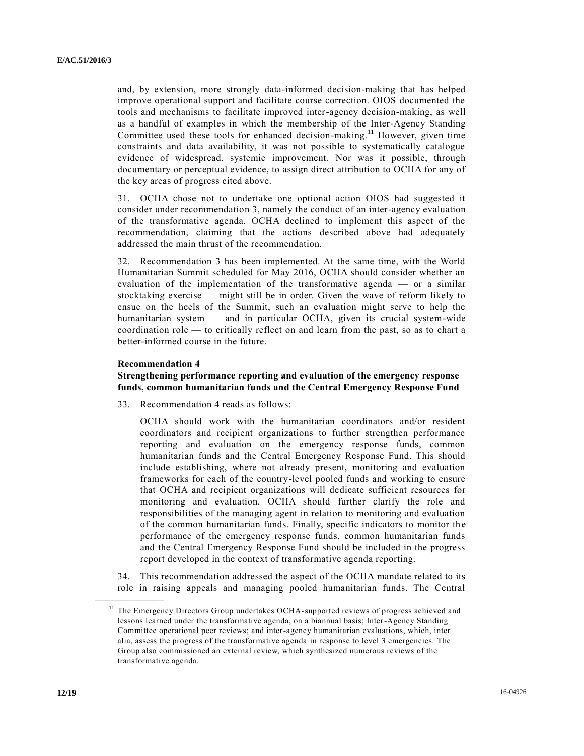and, by extension, more strongly data-informed decision-making that has helped improve operational support and facilitate course correction. OIOS documented the tools and mechanisms to facilitate improved inter-agency decision-making, as well as a handful of examples in which the membership of the Inter-Agency Standing Committee used these tools for enhanced decision-making.[11] However, given time constraints and data availability, it was not possible to systematically catalogue evidence of widespread, systemic improvement. Nor was it possible, through documentary or perceptual evidence, to assign direct attribution to OCHA for any of the key areas of progress cited above.

31. OCHA chose not to undertake one optional action OIOS had suggested it consider under recommendation 3, namely the conduct of an inter-agency evaluation of the transformative agenda. OCHA declined to implement this aspect of the recommendation, claiming that the actions described above had adequately addressed the main thrust of the recommendation.

32. Recommendation 3 has been implemented. At the same time, with the World Humanitarian Summit scheduled for May 2016, OCHA should consider whether an evaluation of the implementation of the transformative agenda — or a similar stocktaking exercise — might still be in order. Given the wave of reform likely to ensue on the heels of the Summit, such an evaluation might serve to help the humanitarian system — and in particular OCHA, given its crucial system-wide coordination role — to critically reflect on and learn from the past, so as to chart a better-informed course in the future.

**Recommendation 4**

**Strengthening performance reporting and evaluation of the emergency response funds, common humanitarian funds and the Central Emergency Response Fund**

33. Recommendation 4 reads as follows:

> OCHA should work with the humanitarian coordinators and/or resident coordinators and recipient organizations to further strengthen performance reporting and evaluation on the emergency response funds, common humanitarian funds and the Central Emergency Response Fund. This should include establishing, where not already present, monitoring and evaluation frameworks for each of the country-level pooled funds and working to ensure that OCHA and recipient organizations will dedicate sufficient resources for monitoring and evaluation. OCHA should further clarify the role and responsibilities of the managing agent in relation to monitoring and evaluation of the common humanitarian funds. Finally, specific indicators to monitor the performance of the emergency response funds, common humanitarian funds and the Central Emergency Response Fund should be included in the progress report developed in the context of transformative agenda reporting.

34. This recommendation addressed the aspect of the OCHA mandate related to its role in raising appeals and managing pooled humanitarian funds. The Central

[11] The Emergency Directors Group undertakes OCHA-supported reviews of progress achieved and lessons learned under the transformative agenda, on a biannual basis; Inter-Agency Standing Committee operational peer reviews; and inter-agency humanitarian evaluations, which, inter alia, assess the progress of the transformative agenda in response to level 3 emergencies. The Group also commissioned an external review, which synthesized numerous reviews of the transformative agenda.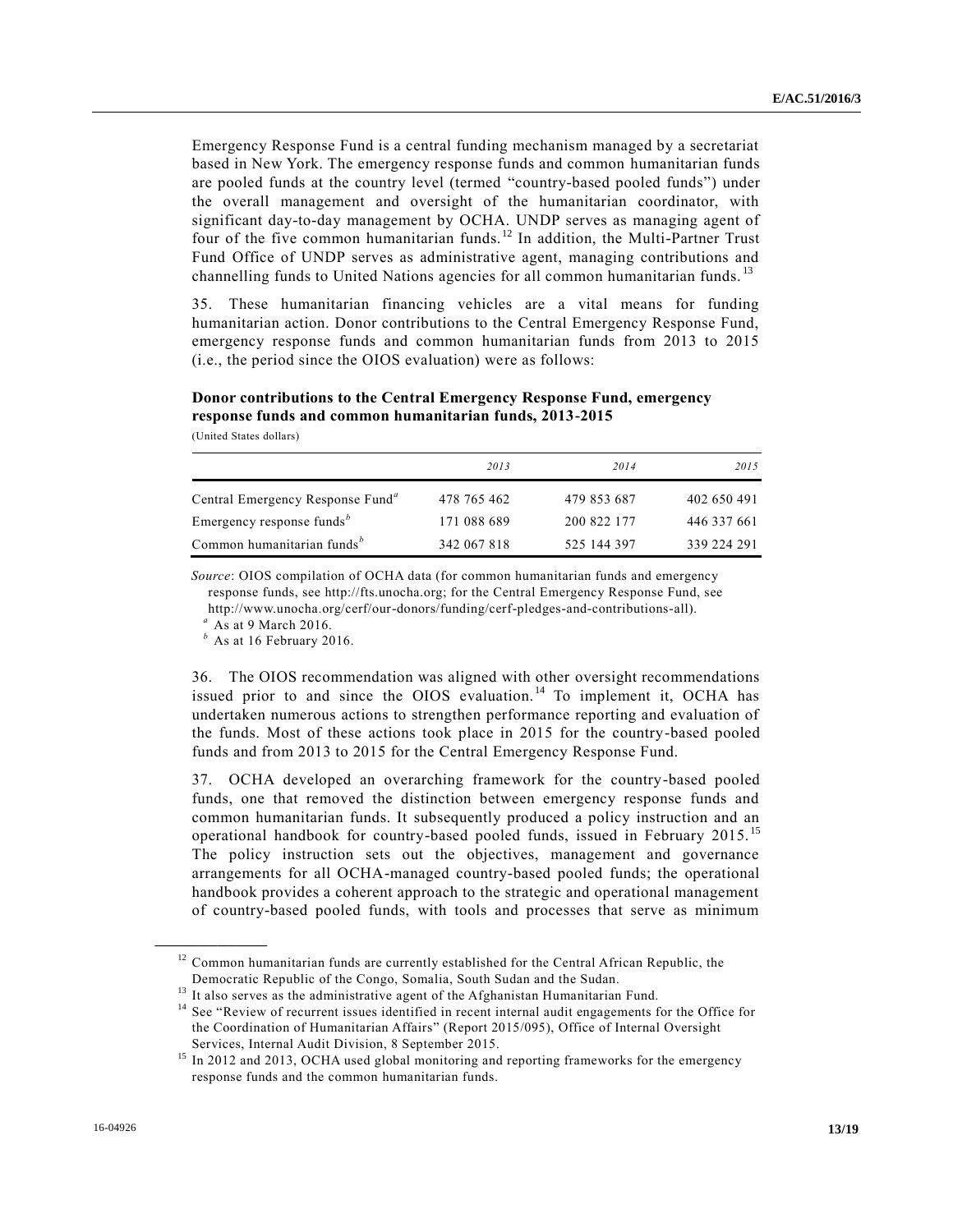Emergency Response Fund is a central funding mechanism managed by a secretariat based in New York. The emergency response funds and common humanitarian funds are pooled funds at the country level (termed "country-based pooled funds") under the overall management and oversight of the humanitarian coordinator, with significant day-to-day management by OCHA. UNDP serves as managing agent of four of the five common humanitarian funds.[12] In addition, the Multi-Partner Trust Fund Office of UNDP serves as administrative agent, managing contributions and channelling funds to United Nations agencies for all common humanitarian funds.[13]

35. These humanitarian financing vehicles are a vital means for funding humanitarian action. Donor contributions to the Central Emergency Response Fund, emergency response funds and common humanitarian funds from 2013 to 2015 (i.e., the period since the OIOS evaluation) were as follows:

**Donor contributions to the Central Emergency Response Fund, emergency response funds and common humanitarian funds, 2013-2015**

(United States dollars)

| | *2013* | *2014* | *2015* |
|---|---|---|---|
| Central Emergency Response Fund[a] | 478 765 462 | 479 853 687 | 402 650 491 |
| Emergency response funds[b] | 171 088 689 | 200 822 177 | 446 337 661 |
| Common humanitarian funds[b] | 342 067 818 | 525 144 397 | 339 224 291 |

*Source*: OIOS compilation of OCHA data (for common humanitarian funds and emergency response funds, see http://fts.unocha.org; for the Central Emergency Response Fund, see http://www.unocha.org/cerf/our-donors/funding/cerf-pledges-and-contributions-all).

[a] As at 9 March 2016.

[b] As at 16 February 2016.

36. The OIOS recommendation was aligned with other oversight recommendations issued prior to and since the OIOS evaluation.[14] To implement it, OCHA has undertaken numerous actions to strengthen performance reporting and evaluation of the funds. Most of these actions took place in 2015 for the country-based pooled funds and from 2013 to 2015 for the Central Emergency Response Fund.

37. OCHA developed an overarching framework for the country-based pooled funds, one that removed the distinction between emergency response funds and common humanitarian funds. It subsequently produced a policy instruction and an operational handbook for country-based pooled funds, issued in February 2015.[15] The policy instruction sets out the objectives, management and governance arrangements for all OCHA-managed country-based pooled funds; the operational handbook provides a coherent approach to the strategic and operational management of country-based pooled funds, with tools and processes that serve as minimum

---

[12] Common humanitarian funds are currently established for the Central African Republic, the Democratic Republic of the Congo, Somalia, South Sudan and the Sudan.

[13] It also serves as the administrative agent of the Afghanistan Humanitarian Fund.

[14] See "Review of recurrent issues identified in recent internal audit engagements for the Office for the Coordination of Humanitarian Affairs" (Report 2015/095), Office of Internal Oversight Services, Internal Audit Division, 8 September 2015.

[15] In 2012 and 2013, OCHA used global monitoring and reporting frameworks for the emergency response funds and the common humanitarian funds.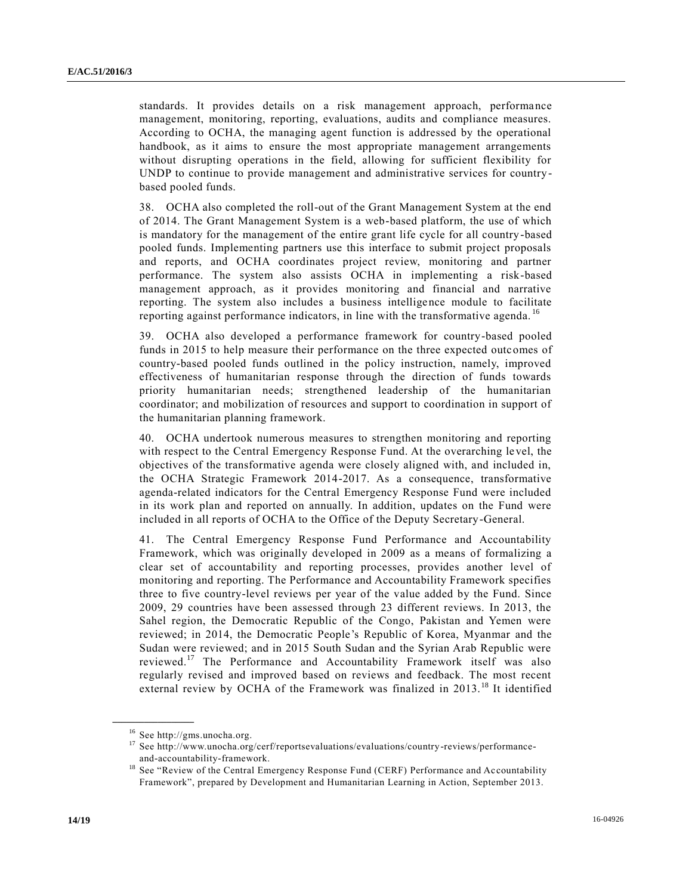standards. It provides details on a risk management approach, performance management, monitoring, reporting, evaluations, audits and compliance measures. According to OCHA, the managing agent function is addressed by the operational handbook, as it aims to ensure the most appropriate management arrangements without disrupting operations in the field, allowing for sufficient flexibility for UNDP to continue to provide management and administrative services for country-based pooled funds.

38. OCHA also completed the roll-out of the Grant Management System at the end of 2014. The Grant Management System is a web-based platform, the use of which is mandatory for the management of the entire grant life cycle for all country-based pooled funds. Implementing partners use this interface to submit project proposals and reports, and OCHA coordinates project review, monitoring and partner performance. The system also assists OCHA in implementing a risk-based management approach, as it provides monitoring and financial and narrative reporting. The system also includes a business intelligence module to facilitate reporting against performance indicators, in line with the transformative agenda.[16]

39. OCHA also developed a performance framework for country-based pooled funds in 2015 to help measure their performance on the three expected outcomes of country-based pooled funds outlined in the policy instruction, namely, improved effectiveness of humanitarian response through the direction of funds towards priority humanitarian needs; strengthened leadership of the humanitarian coordinator; and mobilization of resources and support to coordination in support of the humanitarian planning framework.

40. OCHA undertook numerous measures to strengthen monitoring and reporting with respect to the Central Emergency Response Fund. At the overarching level, the objectives of the transformative agenda were closely aligned with, and included in, the OCHA Strategic Framework 2014-2017. As a consequence, transformative agenda-related indicators for the Central Emergency Response Fund were included in its work plan and reported on annually. In addition, updates on the Fund were included in all reports of OCHA to the Office of the Deputy Secretary-General.

41. The Central Emergency Response Fund Performance and Accountability Framework, which was originally developed in 2009 as a means of formalizing a clear set of accountability and reporting processes, provides another level of monitoring and reporting. The Performance and Accountability Framework specifies three to five country-level reviews per year of the value added by the Fund. Since 2009, 29 countries have been assessed through 23 different reviews. In 2013, the Sahel region, the Democratic Republic of the Congo, Pakistan and Yemen were reviewed; in 2014, the Democratic People's Republic of Korea, Myanmar and the Sudan were reviewed; and in 2015 South Sudan and the Syrian Arab Republic were reviewed.[17] The Performance and Accountability Framework itself was also regularly revised and improved based on reviews and feedback. The most recent external review by OCHA of the Framework was finalized in 2013.[18] It identified

---

[16] See http://gms.unocha.org.

[17] See http://www.unocha.org/cerf/reportsevaluations/evaluations/country-reviews/performance-and-accountability-framework.

[18] See "Review of the Central Emergency Response Fund (CERF) Performance and Accountability Framework", prepared by Development and Humanitarian Learning in Action, September 2013.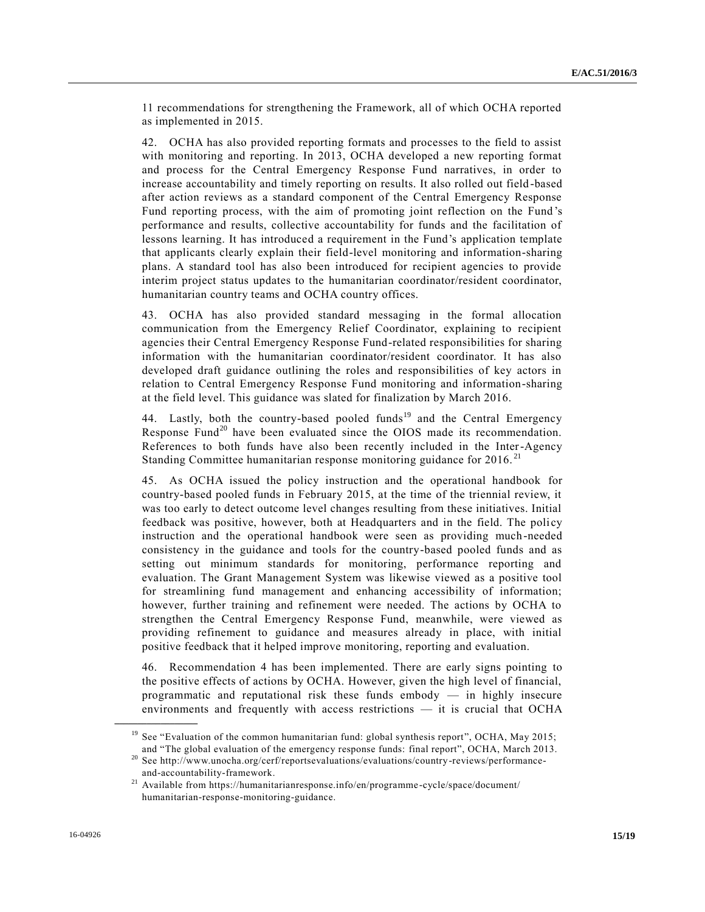11 recommendations for strengthening the Framework, all of which OCHA reported as implemented in 2015.

42. OCHA has also provided reporting formats and processes to the field to assist with monitoring and reporting. In 2013, OCHA developed a new reporting format and process for the Central Emergency Response Fund narratives, in order to increase accountability and timely reporting on results. It also rolled out field-based after action reviews as a standard component of the Central Emergency Response Fund reporting process, with the aim of promoting joint reflection on the Fund's performance and results, collective accountability for funds and the facilitation of lessons learning. It has introduced a requirement in the Fund's application template that applicants clearly explain their field-level monitoring and information-sharing plans. A standard tool has also been introduced for recipient agencies to provide interim project status updates to the humanitarian coordinator/resident coordinator, humanitarian country teams and OCHA country offices.

43. OCHA has also provided standard messaging in the formal allocation communication from the Emergency Relief Coordinator, explaining to recipient agencies their Central Emergency Response Fund-related responsibilities for sharing information with the humanitarian coordinator/resident coordinator. It has also developed draft guidance outlining the roles and responsibilities of key actors in relation to Central Emergency Response Fund monitoring and information-sharing at the field level. This guidance was slated for finalization by March 2016.

44. Lastly, both the country-based pooled funds[19] and the Central Emergency Response Fund[20] have been evaluated since the OIOS made its recommendation. References to both funds have also been recently included in the Inter-Agency Standing Committee humanitarian response monitoring guidance for 2016.[21]

45. As OCHA issued the policy instruction and the operational handbook for country-based pooled funds in February 2015, at the time of the triennial review, it was too early to detect outcome level changes resulting from these initiatives. Initial feedback was positive, however, both at Headquarters and in the field. The policy instruction and the operational handbook were seen as providing much-needed consistency in the guidance and tools for the country-based pooled funds and as setting out minimum standards for monitoring, performance reporting and evaluation. The Grant Management System was likewise viewed as a positive tool for streamlining fund management and enhancing accessibility of information; however, further training and refinement were needed. The actions by OCHA to strengthen the Central Emergency Response Fund, meanwhile, were viewed as providing refinement to guidance and measures already in place, with initial positive feedback that it helped improve monitoring, reporting and evaluation.

46. Recommendation 4 has been implemented. There are early signs pointing to the positive effects of actions by OCHA. However, given the high level of financial, programmatic and reputational risk these funds embody — in highly insecure environments and frequently with access restrictions — it is crucial that OCHA

---

[19] See "Evaluation of the common humanitarian fund: global synthesis report", OCHA, May 2015; and "The global evaluation of the emergency response funds: final report", OCHA, March 2013.

[20] See http://www.unocha.org/cerf/reportsevaluations/evaluations/country-reviews/performance-and-accountability-framework.

[21] Available from https://humanitarianresponse.info/en/programme-cycle/space/document/humanitarian-response-monitoring-guidance.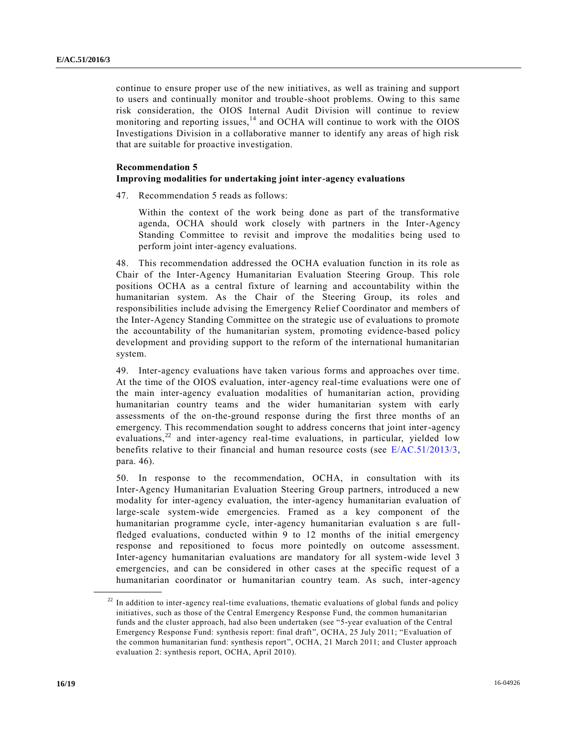continue to ensure proper use of the new initiatives, as well as training and support to users and continually monitor and trouble-shoot problems. Owing to this same risk consideration, the OIOS Internal Audit Division will continue to review monitoring and reporting issues,[14] and OCHA will continue to work with the OIOS Investigations Division in a collaborative manner to identify any areas of high risk that are suitable for proactive investigation.

**Recommendation 5**
**Improving modalities for undertaking joint inter-agency evaluations**

47. Recommendation 5 reads as follows:

> Within the context of the work being done as part of the transformative agenda, OCHA should work closely with partners in the Inter-Agency Standing Committee to revisit and improve the modalities being used to perform joint inter-agency evaluations.

48. This recommendation addressed the OCHA evaluation function in its role as Chair of the Inter-Agency Humanitarian Evaluation Steering Group. This role positions OCHA as a central fixture of learning and accountability within the humanitarian system. As the Chair of the Steering Group, its roles and responsibilities include advising the Emergency Relief Coordinator and members of the Inter-Agency Standing Committee on the strategic use of evaluations to promote the accountability of the humanitarian system, promoting evidence-based policy development and providing support to the reform of the international humanitarian system.

49. Inter-agency evaluations have taken various forms and approaches over time. At the time of the OIOS evaluation, inter-agency real-time evaluations were one of the main inter-agency evaluation modalities of humanitarian action, providing humanitarian country teams and the wider humanitarian system with early assessments of the on-the-ground response during the first three months of an emergency. This recommendation sought to address concerns that joint inter-agency evaluations,[22] and inter-agency real-time evaluations, in particular, yielded low benefits relative to their financial and human resource costs (see E/AC.51/2013/3, para. 46).

50. In response to the recommendation, OCHA, in consultation with its Inter-Agency Humanitarian Evaluation Steering Group partners, introduced a new modality for inter-agency evaluation, the inter-agency humanitarian evaluation of large-scale system-wide emergencies. Framed as a key component of the humanitarian programme cycle, inter-agency humanitarian evaluations are full-fledged evaluations, conducted within 9 to 12 months of the initial emergency response and repositioned to focus more pointedly on outcome assessment. Inter-agency humanitarian evaluations are mandatory for all system-wide level 3 emergencies, and can be considered in other cases at the specific request of a humanitarian coordinator or humanitarian country team. As such, inter-agency

[22] In addition to inter-agency real-time evaluations, thematic evaluations of global funds and policy initiatives, such as those of the Central Emergency Response Fund, the common humanitarian funds and the cluster approach, had also been undertaken (see "5-year evaluation of the Central Emergency Response Fund: synthesis report: final draft", OCHA, 25 July 2011; "Evaluation of the common humanitarian fund: synthesis report", OCHA, 21 March 2011; and Cluster approach evaluation 2: synthesis report, OCHA, April 2010).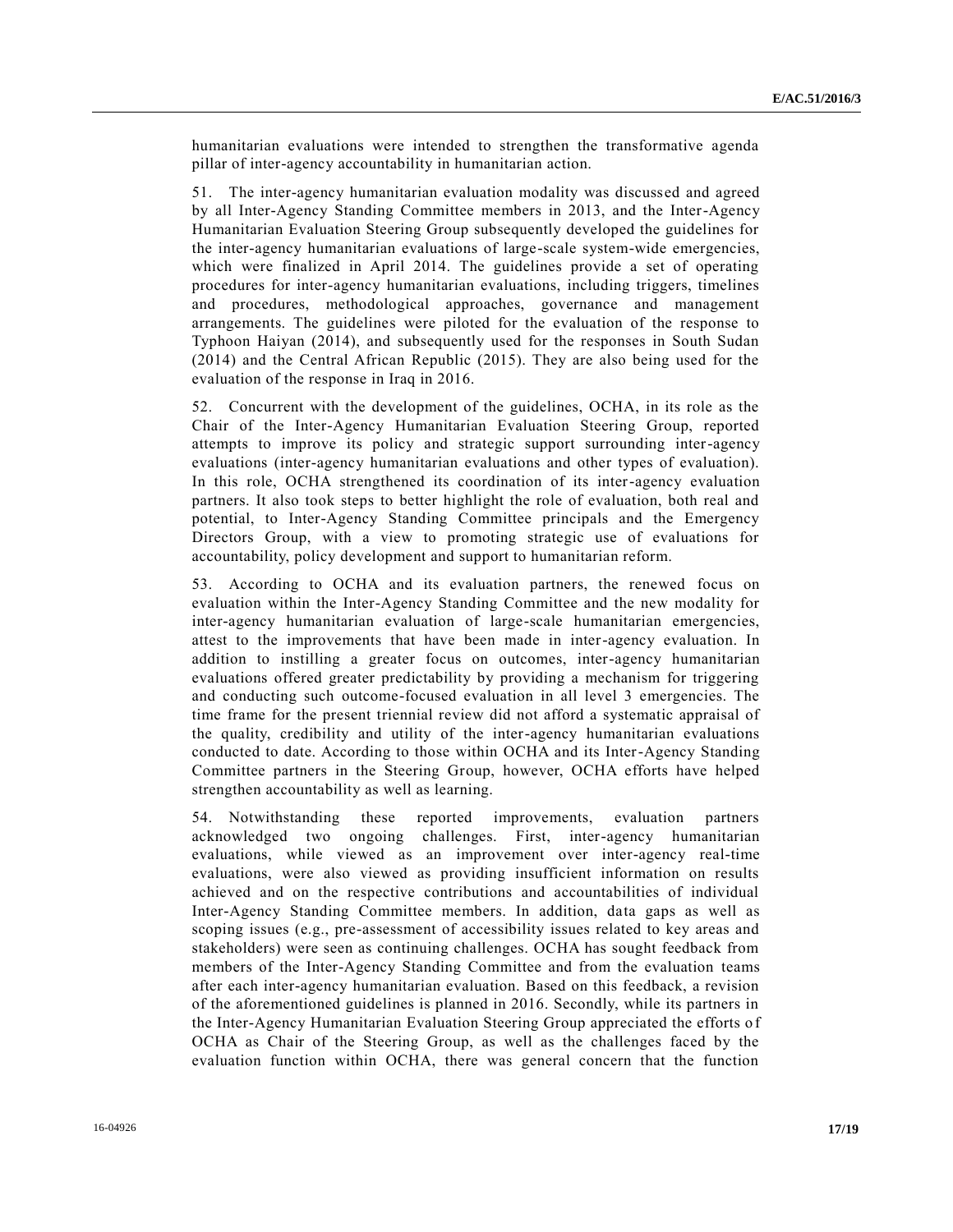humanitarian evaluations were intended to strengthen the transformative agenda pillar of inter-agency accountability in humanitarian action.

51. The inter-agency humanitarian evaluation modality was discussed and agreed by all Inter-Agency Standing Committee members in 2013, and the Inter-Agency Humanitarian Evaluation Steering Group subsequently developed the guidelines for the inter-agency humanitarian evaluations of large-scale system-wide emergencies, which were finalized in April 2014. The guidelines provide a set of operating procedures for inter-agency humanitarian evaluations, including triggers, timelines and procedures, methodological approaches, governance and management arrangements. The guidelines were piloted for the evaluation of the response to Typhoon Haiyan (2014), and subsequently used for the responses in South Sudan (2014) and the Central African Republic (2015). They are also being used for the evaluation of the response in Iraq in 2016.

52. Concurrent with the development of the guidelines, OCHA, in its role as the Chair of the Inter-Agency Humanitarian Evaluation Steering Group, reported attempts to improve its policy and strategic support surrounding inter-agency evaluations (inter-agency humanitarian evaluations and other types of evaluation). In this role, OCHA strengthened its coordination of its inter-agency evaluation partners. It also took steps to better highlight the role of evaluation, both real and potential, to Inter-Agency Standing Committee principals and the Emergency Directors Group, with a view to promoting strategic use of evaluations for accountability, policy development and support to humanitarian reform.

53. According to OCHA and its evaluation partners, the renewed focus on evaluation within the Inter-Agency Standing Committee and the new modality for inter-agency humanitarian evaluation of large-scale humanitarian emergencies, attest to the improvements that have been made in inter-agency evaluation. In addition to instilling a greater focus on outcomes, inter-agency humanitarian evaluations offered greater predictability by providing a mechanism for triggering and conducting such outcome-focused evaluation in all level 3 emergencies. The time frame for the present triennial review did not afford a systematic appraisal of the quality, credibility and utility of the inter-agency humanitarian evaluations conducted to date. According to those within OCHA and its Inter-Agency Standing Committee partners in the Steering Group, however, OCHA efforts have helped strengthen accountability as well as learning.

54. Notwithstanding these reported improvements, evaluation partners acknowledged two ongoing challenges. First, inter-agency humanitarian evaluations, while viewed as an improvement over inter-agency real-time evaluations, were also viewed as providing insufficient information on results achieved and on the respective contributions and accountabilities of individual Inter-Agency Standing Committee members. In addition, data gaps as well as scoping issues (e.g., pre-assessment of accessibility issues related to key areas and stakeholders) were seen as continuing challenges. OCHA has sought feedback from members of the Inter-Agency Standing Committee and from the evaluation teams after each inter-agency humanitarian evaluation. Based on this feedback, a revision of the aforementioned guidelines is planned in 2016. Secondly, while its partners in the Inter-Agency Humanitarian Evaluation Steering Group appreciated the efforts of OCHA as Chair of the Steering Group, as well as the challenges faced by the evaluation function within OCHA, there was general concern that the function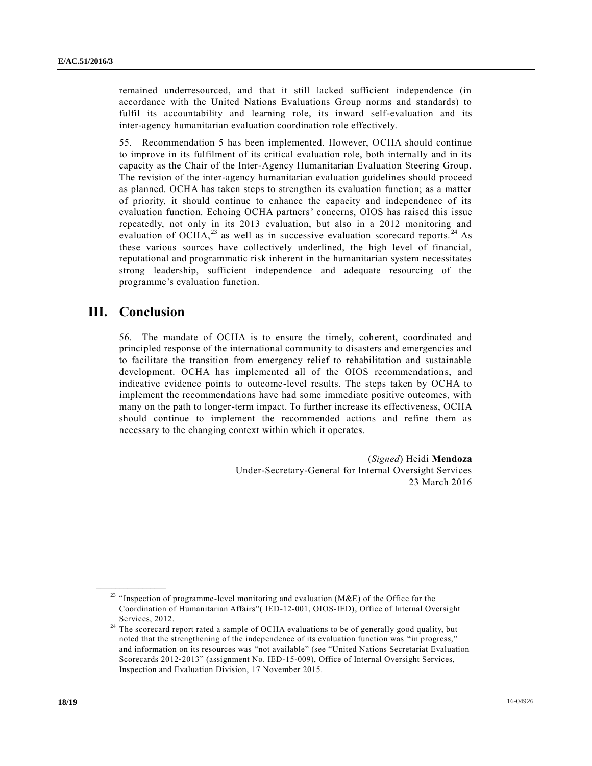remained underresourced, and that it still lacked sufficient independence (in accordance with the United Nations Evaluations Group norms and standards) to fulfil its accountability and learning role, its inward self-evaluation and its inter-agency humanitarian evaluation coordination role effectively.

55. Recommendation 5 has been implemented. However, OCHA should continue to improve in its fulfilment of its critical evaluation role, both internally and in its capacity as the Chair of the Inter-Agency Humanitarian Evaluation Steering Group. The revision of the inter-agency humanitarian evaluation guidelines should proceed as planned. OCHA has taken steps to strengthen its evaluation function; as a matter of priority, it should continue to enhance the capacity and independence of its evaluation function. Echoing OCHA partners' concerns, OIOS has raised this issue repeatedly, not only in its 2013 evaluation, but also in a 2012 monitoring and evaluation of OCHA,[23] as well as in successive evaluation scorecard reports.[24] As these various sources have collectively underlined, the high level of financial, reputational and programmatic risk inherent in the humanitarian system necessitates strong leadership, sufficient independence and adequate resourcing of the programme's evaluation function.

## III. Conclusion

56. The mandate of OCHA is to ensure the timely, coherent, coordinated and principled response of the international community to disasters and emergencies and to facilitate the transition from emergency relief to rehabilitation and sustainable development. OCHA has implemented all of the OIOS recommendations, and indicative evidence points to outcome-level results. The steps taken by OCHA to implement the recommendations have had some immediate positive outcomes, with many on the path to longer-term impact. To further increase its effectiveness, OCHA should continue to implement the recommended actions and refine them as necessary to the changing context within which it operates.

(*Signed*) Heidi **Mendoza**
Under-Secretary-General for Internal Oversight Services
23 March 2016

---

[23] "Inspection of programme-level monitoring and evaluation (M&E) of the Office for the Coordination of Humanitarian Affairs"( IED-12-001, OIOS-IED), Office of Internal Oversight Services, 2012.

[24] The scorecard report rated a sample of OCHA evaluations to be of generally good quality, but noted that the strengthening of the independence of its evaluation function was "in progress," and information on its resources was "not available" (see "United Nations Secretariat Evaluation Scorecards 2012-2013" (assignment No. IED-15-009), Office of Internal Oversight Services, Inspection and Evaluation Division, 17 November 2015.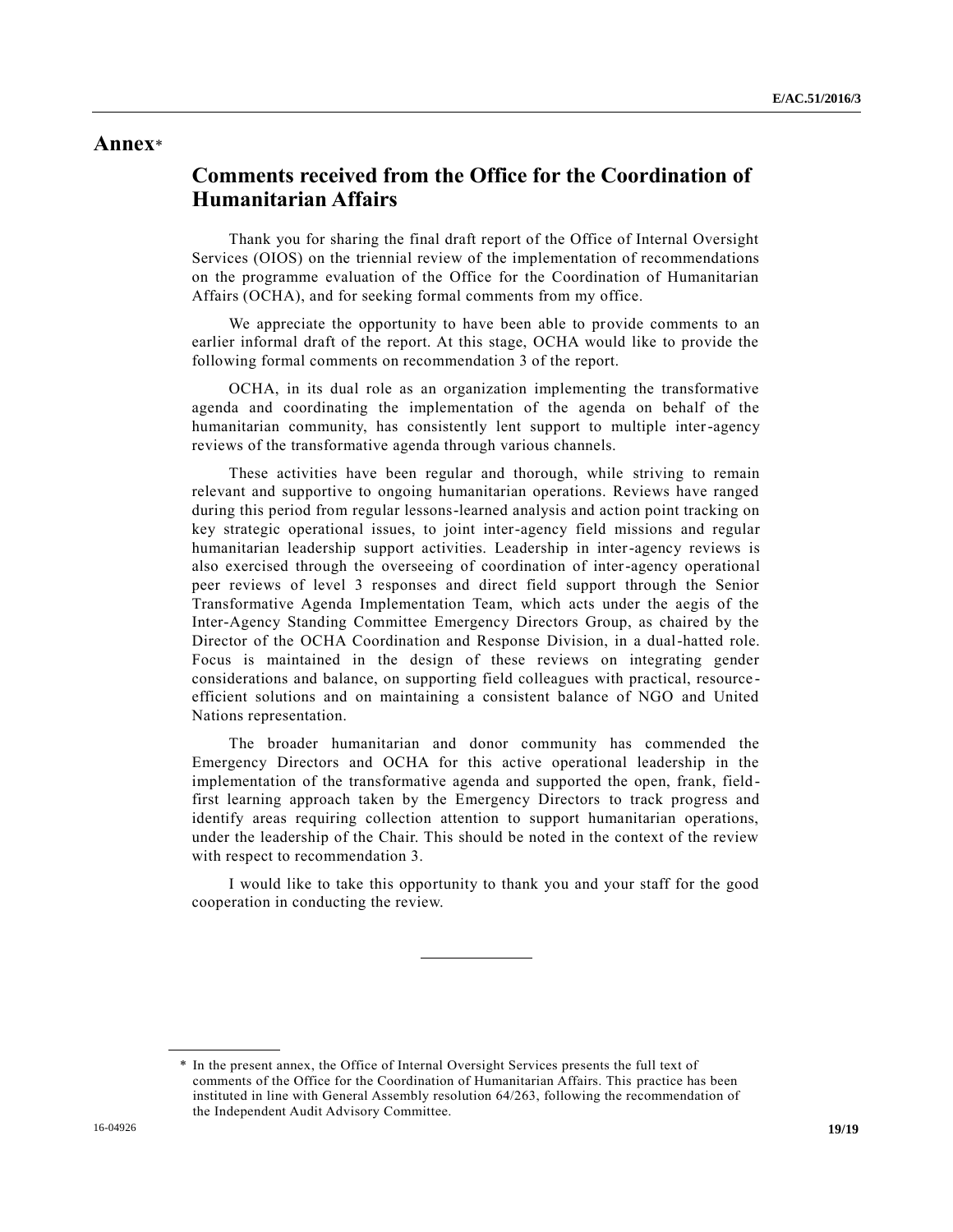# Annex*

## Comments received from the Office for the Coordination of Humanitarian Affairs

Thank you for sharing the final draft report of the Office of Internal Oversight Services (OIOS) on the triennial review of the implementation of recommendations on the programme evaluation of the Office for the Coordination of Humanitarian Affairs (OCHA), and for seeking formal comments from my office.

We appreciate the opportunity to have been able to provide comments to an earlier informal draft of the report. At this stage, OCHA would like to provide the following formal comments on recommendation 3 of the report.

OCHA, in its dual role as an organization implementing the transformative agenda and coordinating the implementation of the agenda on behalf of the humanitarian community, has consistently lent support to multiple inter-agency reviews of the transformative agenda through various channels.

These activities have been regular and thorough, while striving to remain relevant and supportive to ongoing humanitarian operations. Reviews have ranged during this period from regular lessons-learned analysis and action point tracking on key strategic operational issues, to joint inter-agency field missions and regular humanitarian leadership support activities. Leadership in inter-agency reviews is also exercised through the overseeing of coordination of inter-agency operational peer reviews of level 3 responses and direct field support through the Senior Transformative Agenda Implementation Team, which acts under the aegis of the Inter-Agency Standing Committee Emergency Directors Group, as chaired by the Director of the OCHA Coordination and Response Division, in a dual-hatted role. Focus is maintained in the design of these reviews on integrating gender considerations and balance, on supporting field colleagues with practical, resource-efficient solutions and on maintaining a consistent balance of NGO and United Nations representation.

The broader humanitarian and donor community has commended the Emergency Directors and OCHA for this active operational leadership in the implementation of the transformative agenda and supported the open, frank, field-first learning approach taken by the Emergency Directors to track progress and identify areas requiring collection attention to support humanitarian operations, under the leadership of the Chair. This should be noted in the context of the review with respect to recommendation 3.

I would like to take this opportunity to thank you and your staff for the good cooperation in conducting the review.

---

\* In the present annex, the Office of Internal Oversight Services presents the full text of comments of the Office for the Coordination of Humanitarian Affairs. This practice has been instituted in line with General Assembly resolution 64/263, following the recommendation of the Independent Audit Advisory Committee.